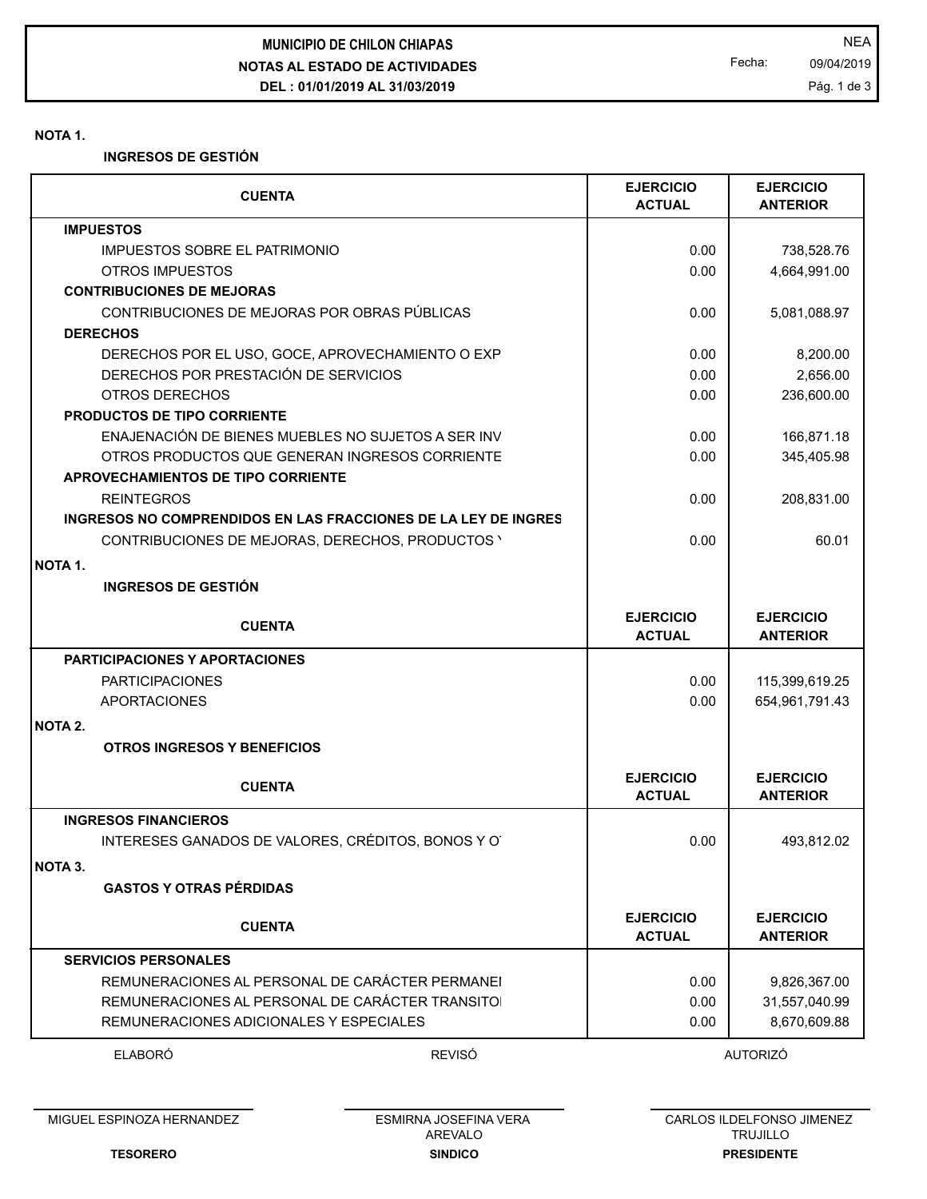**MUNICIPIO DE CHILON CHIAPAS**
**NOTAS AL ESTADO DE ACTIVIDADES**
**DEL : 01/01/2019 AL 31/03/2019**

NEA
Fecha: 09/04/2019

**NOTA 1.**

**INGRESOS DE GESTIÓN**

| CUENTA | EJERCICIO ACTUAL | EJERCICIO ANTERIOR |
|---|---|---|
| **IMPUESTOS** | | |
| IMPUESTOS SOBRE EL PATRIMONIO | 0.00 | 738,528.76 |
| OTROS IMPUESTOS | 0.00 | 4,664,991.00 |
| **CONTRIBUCIONES DE MEJORAS** | | |
| CONTRIBUCIONES DE MEJORAS POR OBRAS PÚBLICAS | 0.00 | 5,081,088.97 |
| **DERECHOS** | | |
| DERECHOS POR EL USO, GOCE, APROVECHAMIENTO O EXP | 0.00 | 8,200.00 |
| DERECHOS POR PRESTACIÓN DE SERVICIOS | 0.00 | 2,656.00 |
| OTROS DERECHOS | 0.00 | 236,600.00 |
| **PRODUCTOS DE TIPO CORRIENTE** | | |
| ENAJENACIÓN DE BIENES MUEBLES NO SUJETOS A SER INV | 0.00 | 166,871.18 |
| OTROS PRODUCTOS QUE GENERAN INGRESOS CORRIENTE | 0.00 | 345,405.98 |
| **APROVECHAMIENTOS DE TIPO CORRIENTE** | | |
| REINTEGROS | 0.00 | 208,831.00 |
| **INGRESOS NO COMPRENDIDOS EN LAS FRACCIONES DE LA LEY DE INGRES** | | |
| CONTRIBUCIONES DE MEJORAS, DERECHOS, PRODUCTOS Y | 0.00 | 60.01 |

**NOTA 1.**

**INGRESOS DE GESTIÓN**

| CUENTA | EJERCICIO ACTUAL | EJERCICIO ANTERIOR |
|---|---|---|
| **PARTICIPACIONES Y APORTACIONES** | | |
| PARTICIPACIONES | 0.00 | 115,399,619.25 |
| APORTACIONES | 0.00 | 654,961,791.43 |

**NOTA 2.**

**OTROS INGRESOS Y BENEFICIOS**

| CUENTA | EJERCICIO ACTUAL | EJERCICIO ANTERIOR |
|---|---|---|
| **INGRESOS FINANCIEROS** | | |
| INTERESES GANADOS DE VALORES, CRÉDITOS, BONOS Y O | 0.00 | 493,812.02 |

**NOTA 3.**

**GASTOS Y OTRAS PÉRDIDAS**

| CUENTA | EJERCICIO ACTUAL | EJERCICIO ANTERIOR |
|---|---|---|
| **SERVICIOS PERSONALES** | | |
| REMUNERACIONES AL PERSONAL DE CARÁCTER PERMANEI | 0.00 | 9,826,367.00 |
| REMUNERACIONES AL PERSONAL DE CARÁCTER TRANSITOI | 0.00 | 31,557,040.99 |
| REMUNERACIONES ADICIONALES Y ESPECIALES | 0.00 | 8,670,609.88 |

| ELABORÓ | REVISÓ | AUTORIZÓ |
|---|---|---|
| MIGUEL ESPINOZA HERNANDEZ | ESMIRNA JOSEFINA VERA AREVALO | CARLOS ILDELFONSO JIMENEZ TRUJILLO |
| **TESORERO** | **SINDICO** | **PRESIDENTE** |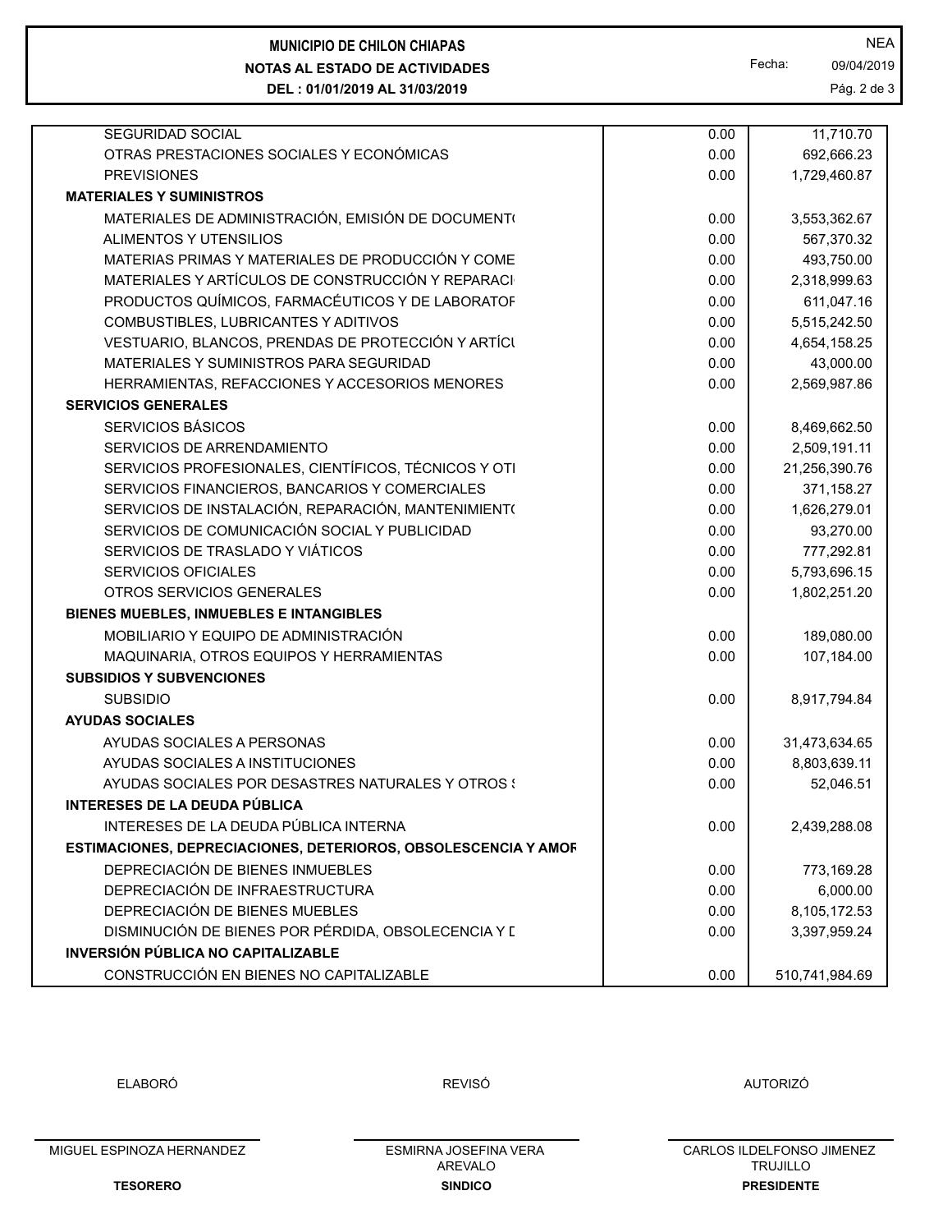**MUNICIPIO DE CHILON CHIAPAS**

**NOTAS AL ESTADO DE ACTIVIDADES**

**DEL : 01/01/2019 AL 31/03/2019**

NEA

Fecha: 09/04/2019

| Concepto | | |
|---|---|---|
| SEGURIDAD SOCIAL | 0.00 | 11,710.70 |
| OTRAS PRESTACIONES SOCIALES Y ECONÓMICAS | 0.00 | 692,666.23 |
| PREVISIONES | 0.00 | 1,729,460.87 |
| **MATERIALES Y SUMINISTROS** | | |
| MATERIALES DE ADMINISTRACIÓN, EMISIÓN DE DOCUMENT( | 0.00 | 3,553,362.67 |
| ALIMENTOS Y UTENSILIOS | 0.00 | 567,370.32 |
| MATERIAS PRIMAS Y MATERIALES DE PRODUCCIÓN Y COME | 0.00 | 493,750.00 |
| MATERIALES Y ARTÍCULOS DE CONSTRUCCIÓN Y REPARACI | 0.00 | 2,318,999.63 |
| PRODUCTOS QUÍMICOS, FARMACÉUTICOS Y DE LABORATOF | 0.00 | 611,047.16 |
| COMBUSTIBLES, LUBRICANTES Y ADITIVOS | 0.00 | 5,515,242.50 |
| VESTUARIO, BLANCOS, PRENDAS DE PROTECCIÓN Y ARTÍCI | 0.00 | 4,654,158.25 |
| MATERIALES Y SUMINISTROS PARA SEGURIDAD | 0.00 | 43,000.00 |
| HERRAMIENTAS, REFACCIONES Y ACCESORIOS MENORES | 0.00 | 2,569,987.86 |
| **SERVICIOS GENERALES** | | |
| SERVICIOS BÁSICOS | 0.00 | 8,469,662.50 |
| SERVICIOS DE ARRENDAMIENTO | 0.00 | 2,509,191.11 |
| SERVICIOS PROFESIONALES, CIENTÍFICOS, TÉCNICOS Y OTI | 0.00 | 21,256,390.76 |
| SERVICIOS FINANCIEROS, BANCARIOS Y COMERCIALES | 0.00 | 371,158.27 |
| SERVICIOS DE INSTALACIÓN, REPARACIÓN, MANTENIMIENT( | 0.00 | 1,626,279.01 |
| SERVICIOS DE COMUNICACIÓN SOCIAL Y PUBLICIDAD | 0.00 | 93,270.00 |
| SERVICIOS DE TRASLADO Y VIÁTICOS | 0.00 | 777,292.81 |
| SERVICIOS OFICIALES | 0.00 | 5,793,696.15 |
| OTROS SERVICIOS GENERALES | 0.00 | 1,802,251.20 |
| **BIENES MUEBLES, INMUEBLES E INTANGIBLES** | | |
| MOBILIARIO Y EQUIPO DE ADMINISTRACIÓN | 0.00 | 189,080.00 |
| MAQUINARIA, OTROS EQUIPOS Y HERRAMIENTAS | 0.00 | 107,184.00 |
| **SUBSIDIOS Y SUBVENCIONES** | | |
| SUBSIDIO | 0.00 | 8,917,794.84 |
| **AYUDAS SOCIALES** | | |
| AYUDAS SOCIALES A PERSONAS | 0.00 | 31,473,634.65 |
| AYUDAS SOCIALES A INSTITUCIONES | 0.00 | 8,803,639.11 |
| AYUDAS SOCIALES POR DESASTRES NATURALES Y OTROS : | 0.00 | 52,046.51 |
| **INTERESES DE LA DEUDA PÚBLICA** | | |
| INTERESES DE LA DEUDA PÚBLICA INTERNA | 0.00 | 2,439,288.08 |
| **ESTIMACIONES, DEPRECIACIONES, DETERIOROS, OBSOLESCENCIA Y AMOF** | | |
| DEPRECIACIÓN DE BIENES INMUEBLES | 0.00 | 773,169.28 |
| DEPRECIACIÓN DE INFRAESTRUCTURA | 0.00 | 6,000.00 |
| DEPRECIACIÓN DE BIENES MUEBLES | 0.00 | 8,105,172.53 |
| DISMINUCIÓN DE BIENES POR PÉRDIDA, OBSOLECENCIA Y [ | 0.00 | 3,397,959.24 |
| **INVERSIÓN PÚBLICA NO CAPITALIZABLE** | | |
| CONSTRUCCIÓN EN BIENES NO CAPITALIZABLE | 0.00 | 510,741,984.69 |

| ELABORÓ | REVISÓ | AUTORIZÓ |
|---|---|---|
| MIGUEL ESPINOZA HERNANDEZ | ESMIRNA JOSEFINA VERA AREVALO | CARLOS ILDELFONSO JIMENEZ TRUJILLO |
| **TESORERO** | **SINDICO** | **PRESIDENTE** |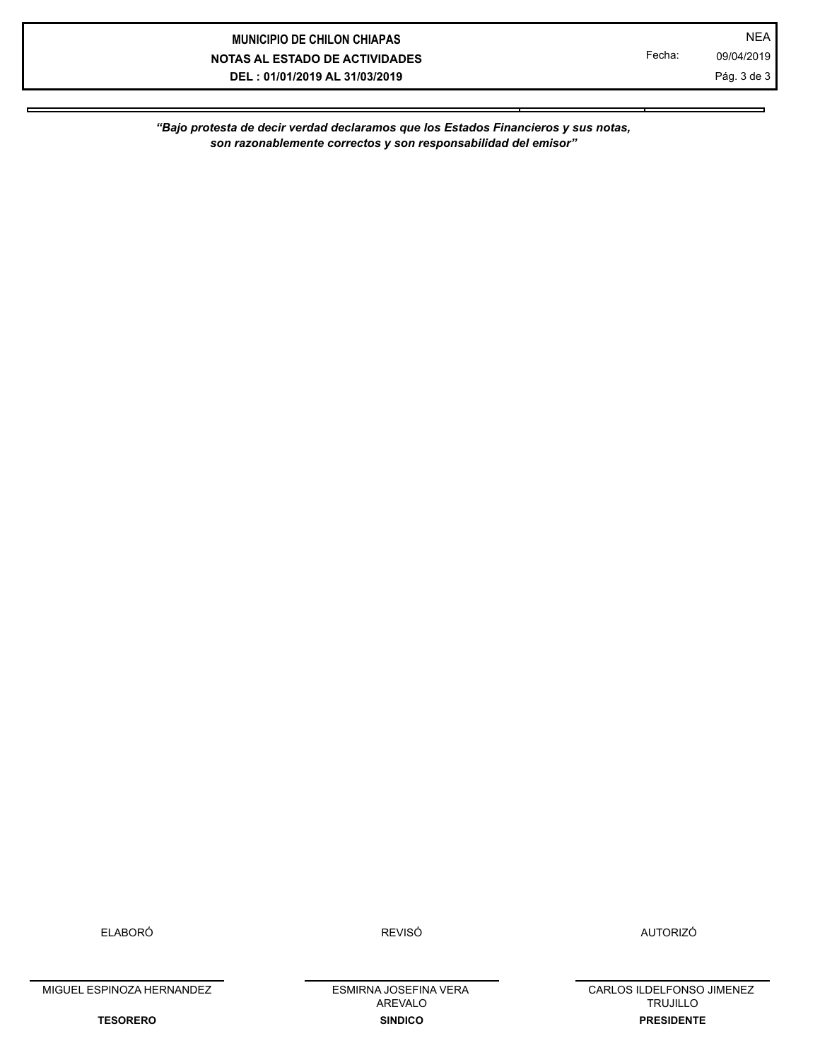**MUNICIPIO DE CHILON CHIAPAS**

**NOTAS AL ESTADO DE ACTIVIDADES**

**DEL : 01/01/2019 AL 31/03/2019**

NEA

Fecha: 09/04/2019

***“Bajo protesta de decir verdad declaramos que los Estados Financieros y sus notas, son razonablemente correctos y son responsabilidad del emisor”***

| ELABORÓ | REVISÓ | AUTORIZÓ |
| --- | --- | --- |
| MIGUEL ESPINOZA HERNANDEZ | ESMIRNA JOSEFINA VERA AREVALO | CARLOS ILDELFONSO JIMENEZ TRUJILLO |
| **TESORERO** | **SINDICO** | **PRESIDENTE** |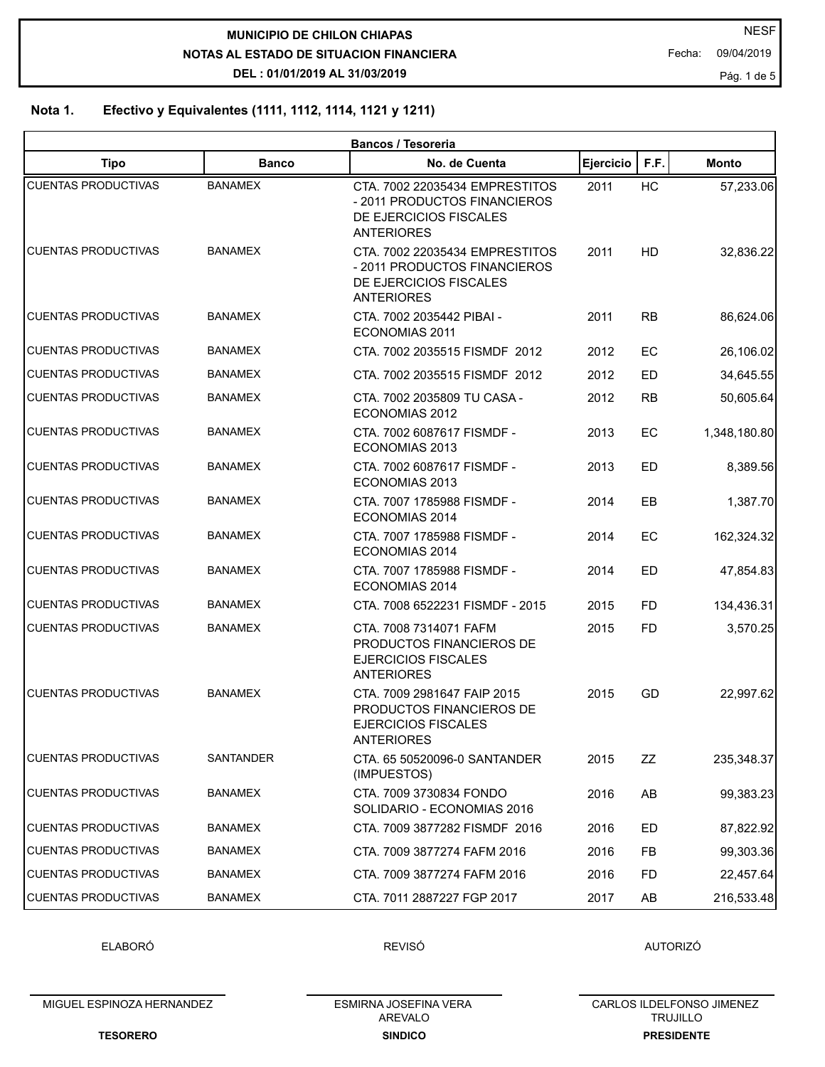**MUNICIPIO DE CHILON CHIAPAS**

**NOTAS AL ESTADO DE SITUACION FINANCIERA**

**DEL : 01/01/2019 AL 31/03/2019**

NESF

Fecha: 09/04/2019

## Nota 1. Efectivo y Equivalentes (1111, 1112, 1114, 1121 y 1211)

| Bancos / Tesoreria | | | | | |
|---|---|---|---|---|---|
| **Tipo** | **Banco** | **No. de Cuenta** | **Ejercicio** | **F.F.** | **Monto** |
| CUENTAS PRODUCTIVAS | BANAMEX | CTA. 7002 22035434 EMPRESTITOS - 2011 PRODUCTOS FINANCIEROS DE EJERCICIOS FISCALES ANTERIORES | 2011 | HC | 57,233.06 |
| CUENTAS PRODUCTIVAS | BANAMEX | CTA. 7002 22035434 EMPRESTITOS - 2011 PRODUCTOS FINANCIEROS DE EJERCICIOS FISCALES ANTERIORES | 2011 | HD | 32,836.22 |
| CUENTAS PRODUCTIVAS | BANAMEX | CTA. 7002 2035442 PIBAI - ECONOMIAS 2011 | 2011 | RB | 86,624.06 |
| CUENTAS PRODUCTIVAS | BANAMEX | CTA. 7002 2035515 FISMDF 2012 | 2012 | EC | 26,106.02 |
| CUENTAS PRODUCTIVAS | BANAMEX | CTA. 7002 2035515 FISMDF 2012 | 2012 | ED | 34,645.55 |
| CUENTAS PRODUCTIVAS | BANAMEX | CTA. 7002 2035809 TU CASA - ECONOMIAS 2012 | 2012 | RB | 50,605.64 |
| CUENTAS PRODUCTIVAS | BANAMEX | CTA. 7002 6087617 FISMDF - ECONOMIAS 2013 | 2013 | EC | 1,348,180.80 |
| CUENTAS PRODUCTIVAS | BANAMEX | CTA. 7002 6087617 FISMDF - ECONOMIAS 2013 | 2013 | ED | 8,389.56 |
| CUENTAS PRODUCTIVAS | BANAMEX | CTA. 7007 1785988 FISMDF - ECONOMIAS 2014 | 2014 | EB | 1,387.70 |
| CUENTAS PRODUCTIVAS | BANAMEX | CTA. 7007 1785988 FISMDF - ECONOMIAS 2014 | 2014 | EC | 162,324.32 |
| CUENTAS PRODUCTIVAS | BANAMEX | CTA. 7007 1785988 FISMDF - ECONOMIAS 2014 | 2014 | ED | 47,854.83 |
| CUENTAS PRODUCTIVAS | BANAMEX | CTA. 7008 6522231 FISMDF - 2015 | 2015 | FD | 134,436.31 |
| CUENTAS PRODUCTIVAS | BANAMEX | CTA. 7008 7314071 FAFM PRODUCTOS FINANCIEROS DE EJERCICIOS FISCALES ANTERIORES | 2015 | FD | 3,570.25 |
| CUENTAS PRODUCTIVAS | BANAMEX | CTA. 7009 2981647 FAIP 2015 PRODUCTOS FINANCIEROS DE EJERCICIOS FISCALES ANTERIORES | 2015 | GD | 22,997.62 |
| CUENTAS PRODUCTIVAS | SANTANDER | CTA. 65 50520096-0 SANTANDER (IMPUESTOS) | 2015 | ZZ | 235,348.37 |
| CUENTAS PRODUCTIVAS | BANAMEX | CTA. 7009 3730834 FONDO SOLIDARIO - ECONOMIAS 2016 | 2016 | AB | 99,383.23 |
| CUENTAS PRODUCTIVAS | BANAMEX | CTA. 7009 3877282 FISMDF 2016 | 2016 | ED | 87,822.92 |
| CUENTAS PRODUCTIVAS | BANAMEX | CTA. 7009 3877274 FAFM 2016 | 2016 | FB | 99,303.36 |
| CUENTAS PRODUCTIVAS | BANAMEX | CTA. 7009 3877274 FAFM 2016 | 2016 | FD | 22,457.64 |
| CUENTAS PRODUCTIVAS | BANAMEX | CTA. 7011 2887227 FGP 2017 | 2017 | AB | 216,533.48 |

| ELABORÓ | REVISÓ | AUTORIZÓ |
|---|---|---|
| MIGUEL ESPINOZA HERNANDEZ | ESMIRNA JOSEFINA VERA AREVALO | CARLOS ILDELFONSO JIMENEZ TRUJILLO |
| **TESORERO** | **SINDICO** | **PRESIDENTE** |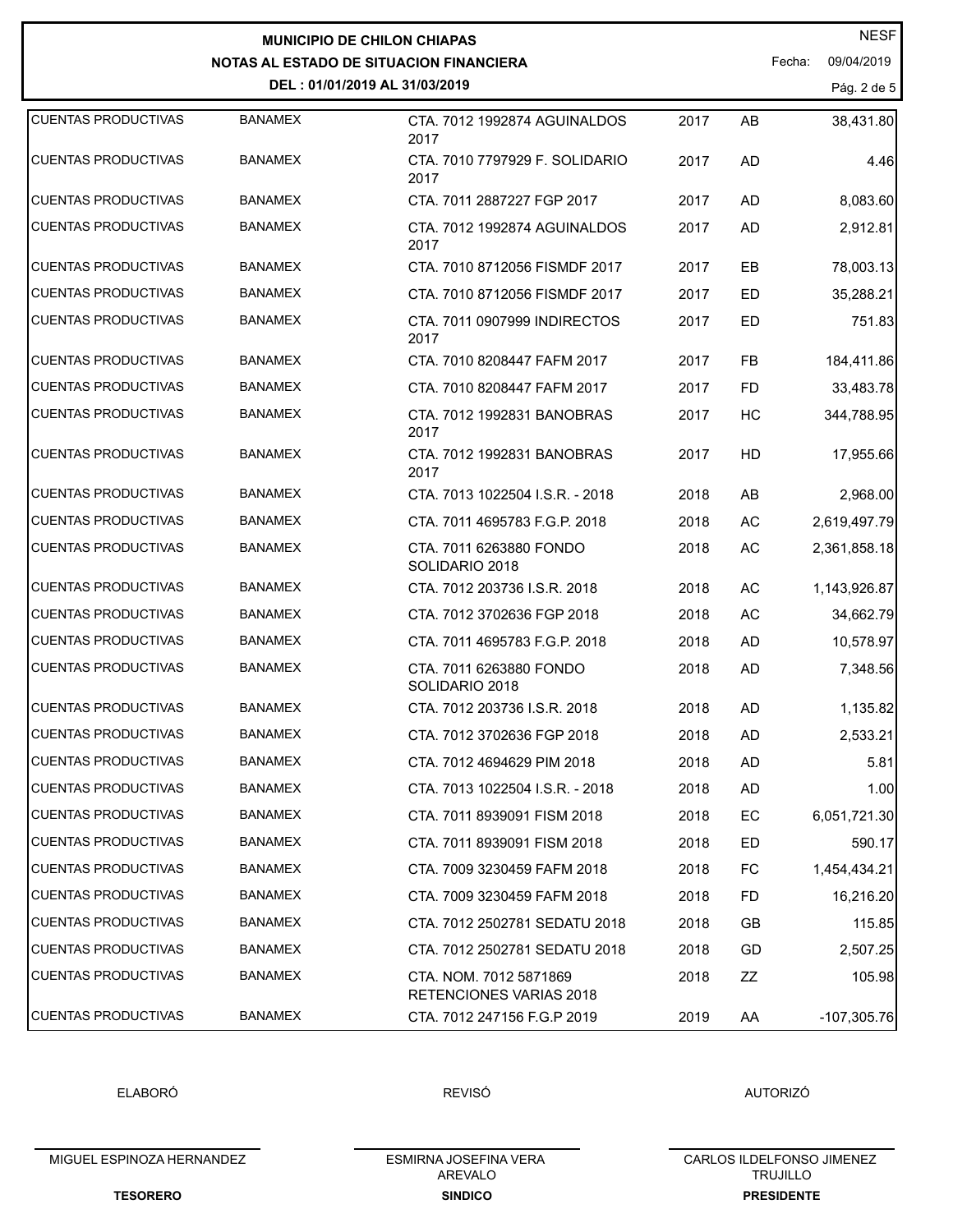**MUNICIPIO DE CHILON CHIAPAS**

**NOTAS AL ESTADO DE SITUACION FINANCIERA**

**DEL : 01/01/2019 AL 31/03/2019**

NESF

Fecha: 09/04/2019

| | | | | | |
|---|---|---|---|---|---|
| CUENTAS PRODUCTIVAS | BANAMEX | CTA. 7012 1992874 AGUINALDOS 2017 | 2017 | AB | 38,431.80 |
| CUENTAS PRODUCTIVAS | BANAMEX | CTA. 7010 7797929 F. SOLIDARIO 2017 | 2017 | AD | 4.46 |
| CUENTAS PRODUCTIVAS | BANAMEX | CTA. 7011 2887227 FGP 2017 | 2017 | AD | 8,083.60 |
| CUENTAS PRODUCTIVAS | BANAMEX | CTA. 7012 1992874 AGUINALDOS 2017 | 2017 | AD | 2,912.81 |
| CUENTAS PRODUCTIVAS | BANAMEX | CTA. 7010 8712056 FISMDF 2017 | 2017 | EB | 78,003.13 |
| CUENTAS PRODUCTIVAS | BANAMEX | CTA. 7010 8712056 FISMDF 2017 | 2017 | ED | 35,288.21 |
| CUENTAS PRODUCTIVAS | BANAMEX | CTA. 7011 0907999 INDIRECTOS 2017 | 2017 | ED | 751.83 |
| CUENTAS PRODUCTIVAS | BANAMEX | CTA. 7010 8208447 FAFM 2017 | 2017 | FB | 184,411.86 |
| CUENTAS PRODUCTIVAS | BANAMEX | CTA. 7010 8208447 FAFM 2017 | 2017 | FD | 33,483.78 |
| CUENTAS PRODUCTIVAS | BANAMEX | CTA. 7012 1992831 BANOBRAS 2017 | 2017 | HC | 344,788.95 |
| CUENTAS PRODUCTIVAS | BANAMEX | CTA. 7012 1992831 BANOBRAS 2017 | 2017 | HD | 17,955.66 |
| CUENTAS PRODUCTIVAS | BANAMEX | CTA. 7013 1022504 I.S.R. - 2018 | 2018 | AB | 2,968.00 |
| CUENTAS PRODUCTIVAS | BANAMEX | CTA. 7011 4695783 F.G.P. 2018 | 2018 | AC | 2,619,497.79 |
| CUENTAS PRODUCTIVAS | BANAMEX | CTA. 7011 6263880 FONDO SOLIDARIO 2018 | 2018 | AC | 2,361,858.18 |
| CUENTAS PRODUCTIVAS | BANAMEX | CTA. 7012 203736 I.S.R. 2018 | 2018 | AC | 1,143,926.87 |
| CUENTAS PRODUCTIVAS | BANAMEX | CTA. 7012 3702636 FGP 2018 | 2018 | AC | 34,662.79 |
| CUENTAS PRODUCTIVAS | BANAMEX | CTA. 7011 4695783 F.G.P. 2018 | 2018 | AD | 10,578.97 |
| CUENTAS PRODUCTIVAS | BANAMEX | CTA. 7011 6263880 FONDO SOLIDARIO 2018 | 2018 | AD | 7,348.56 |
| CUENTAS PRODUCTIVAS | BANAMEX | CTA. 7012 203736 I.S.R. 2018 | 2018 | AD | 1,135.82 |
| CUENTAS PRODUCTIVAS | BANAMEX | CTA. 7012 3702636 FGP 2018 | 2018 | AD | 2,533.21 |
| CUENTAS PRODUCTIVAS | BANAMEX | CTA. 7012 4694629 PIM 2018 | 2018 | AD | 5.81 |
| CUENTAS PRODUCTIVAS | BANAMEX | CTA. 7013 1022504 I.S.R. - 2018 | 2018 | AD | 1.00 |
| CUENTAS PRODUCTIVAS | BANAMEX | CTA. 7011 8939091 FISM 2018 | 2018 | EC | 6,051,721.30 |
| CUENTAS PRODUCTIVAS | BANAMEX | CTA. 7011 8939091 FISM 2018 | 2018 | ED | 590.17 |
| CUENTAS PRODUCTIVAS | BANAMEX | CTA. 7009 3230459 FAFM 2018 | 2018 | FC | 1,454,434.21 |
| CUENTAS PRODUCTIVAS | BANAMEX | CTA. 7009 3230459 FAFM 2018 | 2018 | FD | 16,216.20 |
| CUENTAS PRODUCTIVAS | BANAMEX | CTA. 7012 2502781 SEDATU 2018 | 2018 | GB | 115.85 |
| CUENTAS PRODUCTIVAS | BANAMEX | CTA. 7012 2502781 SEDATU 2018 | 2018 | GD | 2,507.25 |
| CUENTAS PRODUCTIVAS | BANAMEX | CTA. NOM. 7012 5871869 RETENCIONES VARIAS 2018 | 2018 | ZZ | 105.98 |
| CUENTAS PRODUCTIVAS | BANAMEX | CTA. 7012 247156 F.G.P 2019 | 2019 | AA | -107,305.76 |

| ELABORÓ | REVISÓ | AUTORIZÓ |
|---|---|---|
| MIGUEL ESPINOZA HERNANDEZ | ESMIRNA JOSEFINA VERA AREVALO | CARLOS ILDELFONSO JIMENEZ TRUJILLO |
| **TESORERO** | **SINDICO** | **PRESIDENTE** |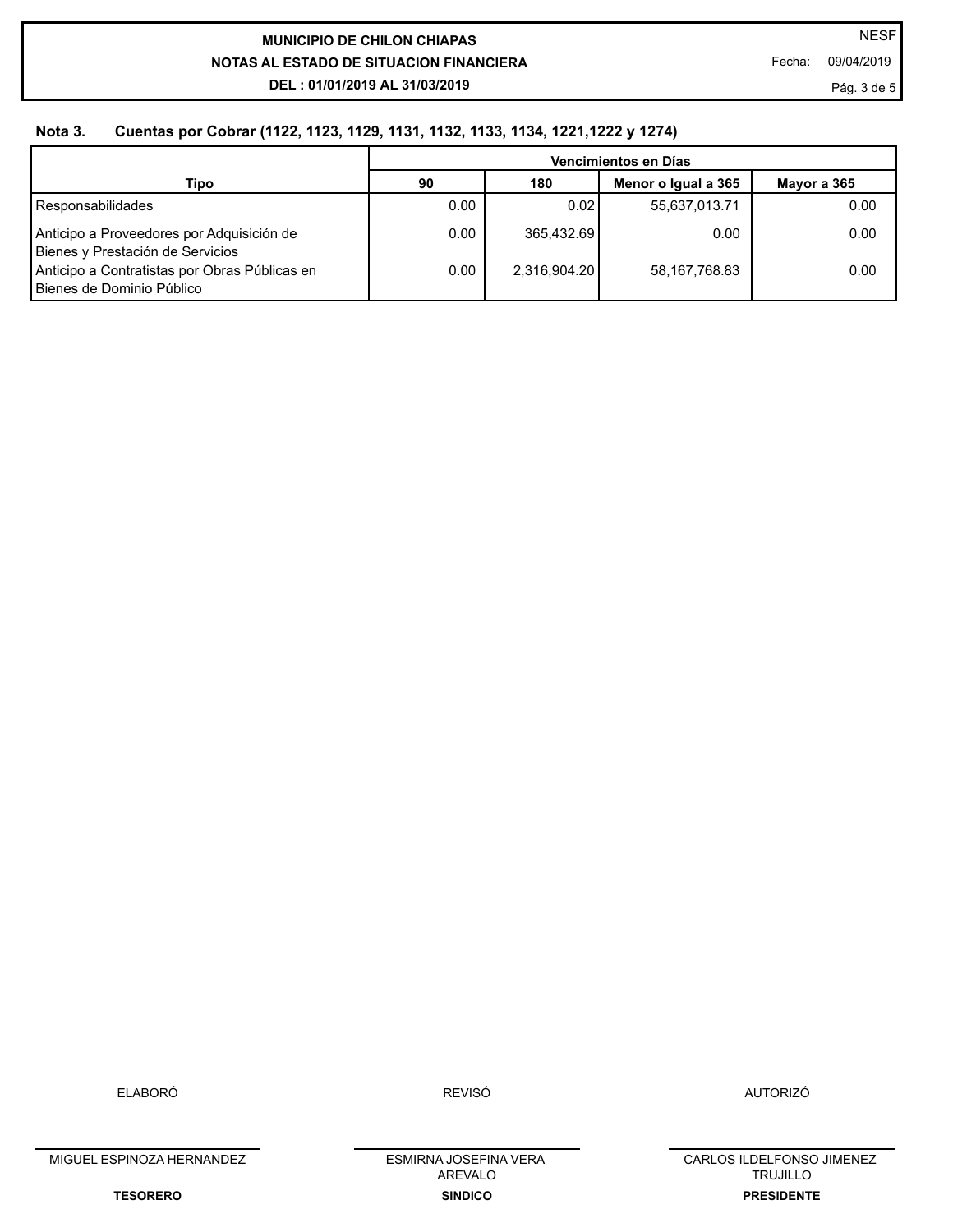**MUNICIPIO DE CHILON CHIAPAS**

**NOTAS AL ESTADO DE SITUACION FINANCIERA**

**DEL : 01/01/2019 AL 31/03/2019**

NESF

Fecha: 09/04/2019

## Nota 3. Cuentas por Cobrar (1122, 1123, 1129, 1131, 1132, 1133, 1134, 1221,1222 y 1274)

| Tipo | Vencimientos en Días | | | |
|---|---|---|---|---|
| | **90** | **180** | **Menor o Igual a 365** | **Mayor a 365** |
| Responsabilidades | 0.00 | 0.02 | 55,637,013.71 | 0.00 |
| Anticipo a Proveedores por Adquisición de Bienes y Prestación de Servicios | 0.00 | 365,432.69 | 0.00 | 0.00 |
| Anticipo a Contratistas por Obras Públicas en Bienes de Dominio Público | 0.00 | 2,316,904.20 | 58,167,768.83 | 0.00 |

| ELABORÓ | REVISÓ | AUTORIZÓ |
|---|---|---|
| MIGUEL ESPINOZA HERNANDEZ | ESMIRNA JOSEFINA VERA AREVALO | CARLOS ILDELFONSO JIMENEZ TRUJILLO |
| **TESORERO** | **SINDICO** | **PRESIDENTE** |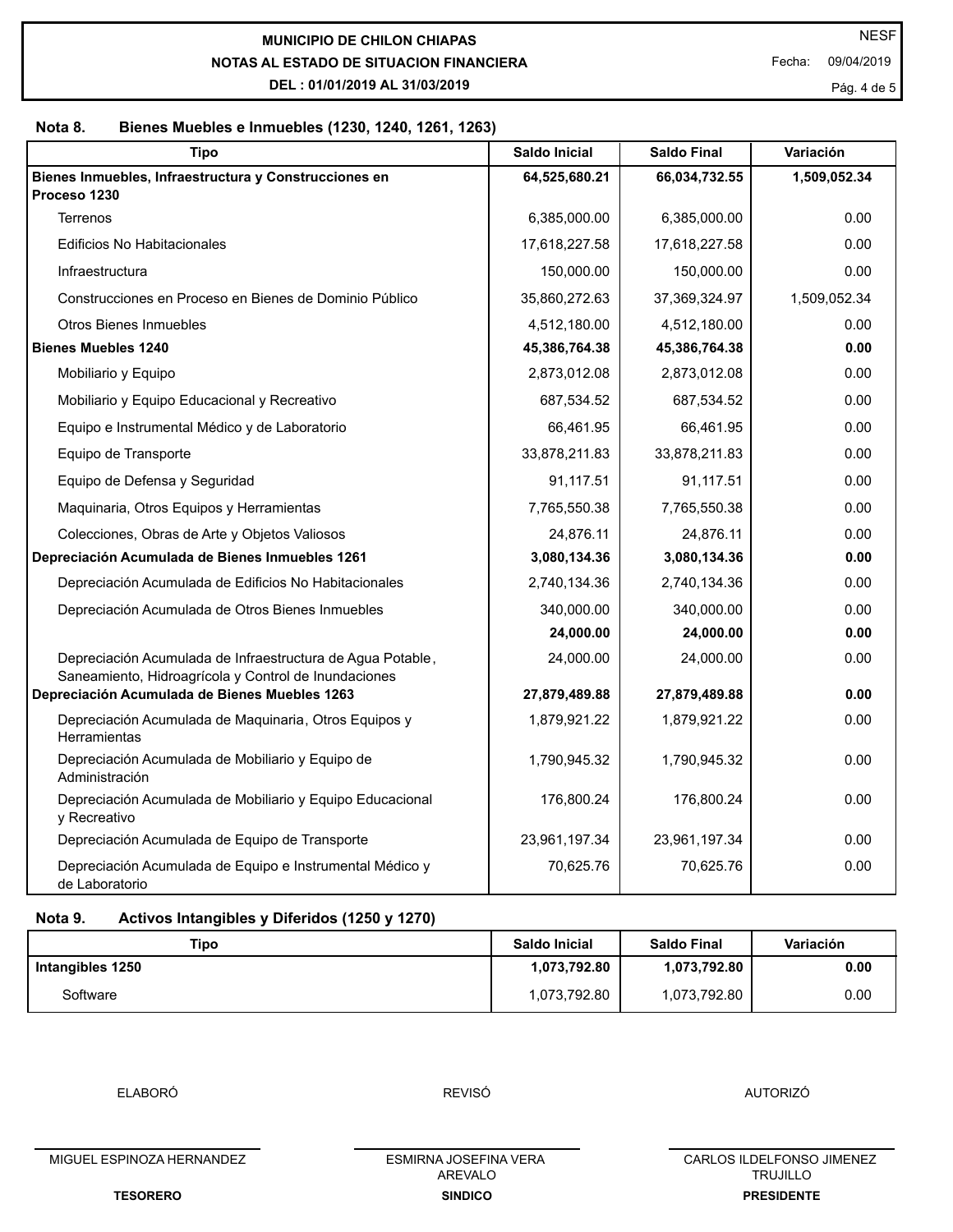**MUNICIPIO DE CHILON CHIAPAS**
**NOTAS AL ESTADO DE SITUACION FINANCIERA**
**DEL : 01/01/2019 AL 31/03/2019**

NESF
Fecha: 09/04/2019

### Nota 8. Bienes Muebles e Inmuebles (1230, 1240, 1261, 1263)

| Tipo | Saldo Inicial | Saldo Final | Variación |
|---|---|---|---|
| **Bienes Inmuebles, Infraestructura y Construcciones en Proceso 1230** | **64,525,680.21** | **66,034,732.55** | **1,509,052.34** |
| Terrenos | 6,385,000.00 | 6,385,000.00 | 0.00 |
| Edificios No Habitacionales | 17,618,227.58 | 17,618,227.58 | 0.00 |
| Infraestructura | 150,000.00 | 150,000.00 | 0.00 |
| Construcciones en Proceso en Bienes de Dominio Público | 35,860,272.63 | 37,369,324.97 | 1,509,052.34 |
| Otros Bienes Inmuebles | 4,512,180.00 | 4,512,180.00 | 0.00 |
| **Bienes Muebles 1240** | **45,386,764.38** | **45,386,764.38** | **0.00** |
| Mobiliario y Equipo | 2,873,012.08 | 2,873,012.08 | 0.00 |
| Mobiliario y Equipo Educacional y Recreativo | 687,534.52 | 687,534.52 | 0.00 |
| Equipo e Instrumental Médico y de Laboratorio | 66,461.95 | 66,461.95 | 0.00 |
| Equipo de Transporte | 33,878,211.83 | 33,878,211.83 | 0.00 |
| Equipo de Defensa y Seguridad | 91,117.51 | 91,117.51 | 0.00 |
| Maquinaria, Otros Equipos y Herramientas | 7,765,550.38 | 7,765,550.38 | 0.00 |
| Colecciones, Obras de Arte y Objetos Valiosos | 24,876.11 | 24,876.11 | 0.00 |
| **Depreciación Acumulada de Bienes Inmuebles 1261** | **3,080,134.36** | **3,080,134.36** | **0.00** |
| Depreciación Acumulada de Edificios No Habitacionales | 2,740,134.36 | 2,740,134.36 | 0.00 |
| Depreciación Acumulada de Otros Bienes Inmuebles | 340,000.00 | 340,000.00 | 0.00 |
| | **24,000.00** | **24,000.00** | **0.00** |
| Depreciación Acumulada de Infraestructura de Agua Potable, Saneamiento, Hidroagrícola y Control de Inundaciones | 24,000.00 | 24,000.00 | 0.00 |
| **Depreciación Acumulada de Bienes Muebles 1263** | **27,879,489.88** | **27,879,489.88** | **0.00** |
| Depreciación Acumulada de Maquinaria, Otros Equipos y Herramientas | 1,879,921.22 | 1,879,921.22 | 0.00 |
| Depreciación Acumulada de Mobiliario y Equipo de Administración | 1,790,945.32 | 1,790,945.32 | 0.00 |
| Depreciación Acumulada de Mobiliario y Equipo Educacional y Recreativo | 176,800.24 | 176,800.24 | 0.00 |
| Depreciación Acumulada de Equipo de Transporte | 23,961,197.34 | 23,961,197.34 | 0.00 |
| Depreciación Acumulada de Equipo e Instrumental Médico y de Laboratorio | 70,625.76 | 70,625.76 | 0.00 |

### Nota 9. Activos Intangibles y Diferidos (1250 y 1270)

| Tipo | Saldo Inicial | Saldo Final | Variación |
|---|---|---|---|
| **Intangibles 1250** | **1,073,792.80** | **1,073,792.80** | **0.00** |
| Software | 1,073,792.80 | 1,073,792.80 | 0.00 |

| ELABORÓ | REVISÓ | AUTORIZÓ |
|---|---|---|
| MIGUEL ESPINOZA HERNANDEZ | ESMIRNA JOSEFINA VERA AREVALO | CARLOS ILDELFONSO JIMENEZ TRUJILLO |
| **TESORERO** | **SINDICO** | **PRESIDENTE** |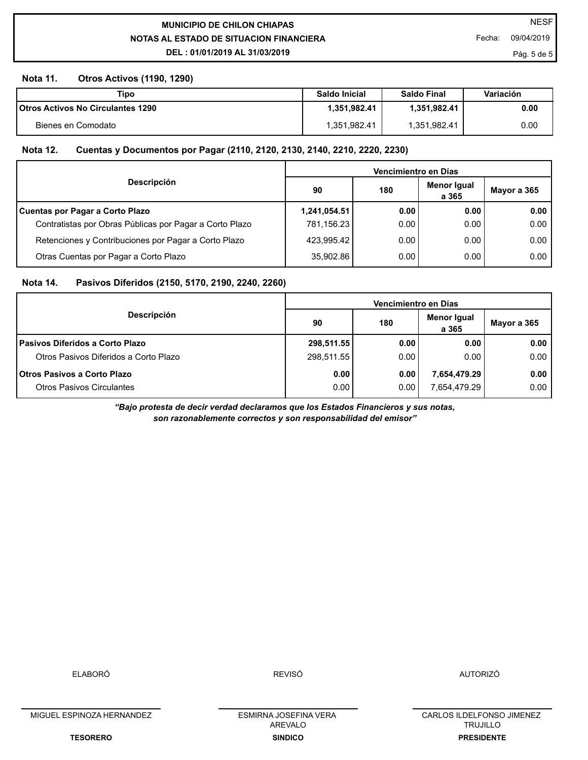**MUNICIPIO DE CHILON CHIAPAS**
**NOTAS AL ESTADO DE SITUACION FINANCIERA**
**DEL : 01/01/2019 AL 31/03/2019**

NESF
Fecha: 09/04/2019

## Nota 11. Otros Activos (1190, 1290)

| Tipo | Saldo Inicial | Saldo Final | Variación |
|---|---|---|---|
| **Otros Activos No Circulantes 1290** | **1,351,982.41** | **1,351,982.41** | **0.00** |
| Bienes en Comodato | 1,351,982.41 | 1,351,982.41 | 0.00 |

## Nota 12. Cuentas y Documentos por Pagar (2110, 2120, 2130, 2140, 2210, 2220, 2230)

| Descripción | Vencimientro en Días | | | |
|---|---|---|---|---|
| | 90 | 180 | Menor Igual a 365 | Mayor a 365 |
| **Cuentas por Pagar a Corto Plazo** | **1,241,054.51** | **0.00** | **0.00** | **0.00** |
| Contratistas por Obras Públicas por Pagar a Corto Plazo | 781,156.23 | 0.00 | 0.00 | 0.00 |
| Retenciones y Contribuciones por Pagar a Corto Plazo | 423,995.42 | 0.00 | 0.00 | 0.00 |
| Otras Cuentas por Pagar a Corto Plazo | 35,902.86 | 0.00 | 0.00 | 0.00 |

## Nota 14. Pasivos Diferidos (2150, 5170, 2190, 2240, 2260)

| Descripción | Vencimientro en Días | | | |
|---|---|---|---|---|
| | 90 | 180 | Menor Igual a 365 | Mayor a 365 |
| **Pasivos Diferidos a Corto Plazo** | **298,511.55** | **0.00** | **0.00** | **0.00** |
| Otros Pasivos Diferidos a Corto Plazo | 298,511.55 | 0.00 | 0.00 | 0.00 |
| **Otros Pasivos a Corto Plazo** | **0.00** | **0.00** | **7,654,479.29** | **0.00** |
| Otros Pasivos Circulantes | 0.00 | 0.00 | 7,654,479.29 | 0.00 |

***"Bajo protesta de decir verdad declaramos que los Estados Financieros y sus notas, son razonablemente correctos y son responsabilidad del emisor"***

| ELABORÓ | REVISÓ | AUTORIZÓ |
|---|---|---|
| MIGUEL ESPINOZA HERNANDEZ | ESMIRNA JOSEFINA VERA AREVALO | CARLOS ILDELFONSO JIMENEZ TRUJILLO |
| **TESORERO** | **SINDICO** | **PRESIDENTE** |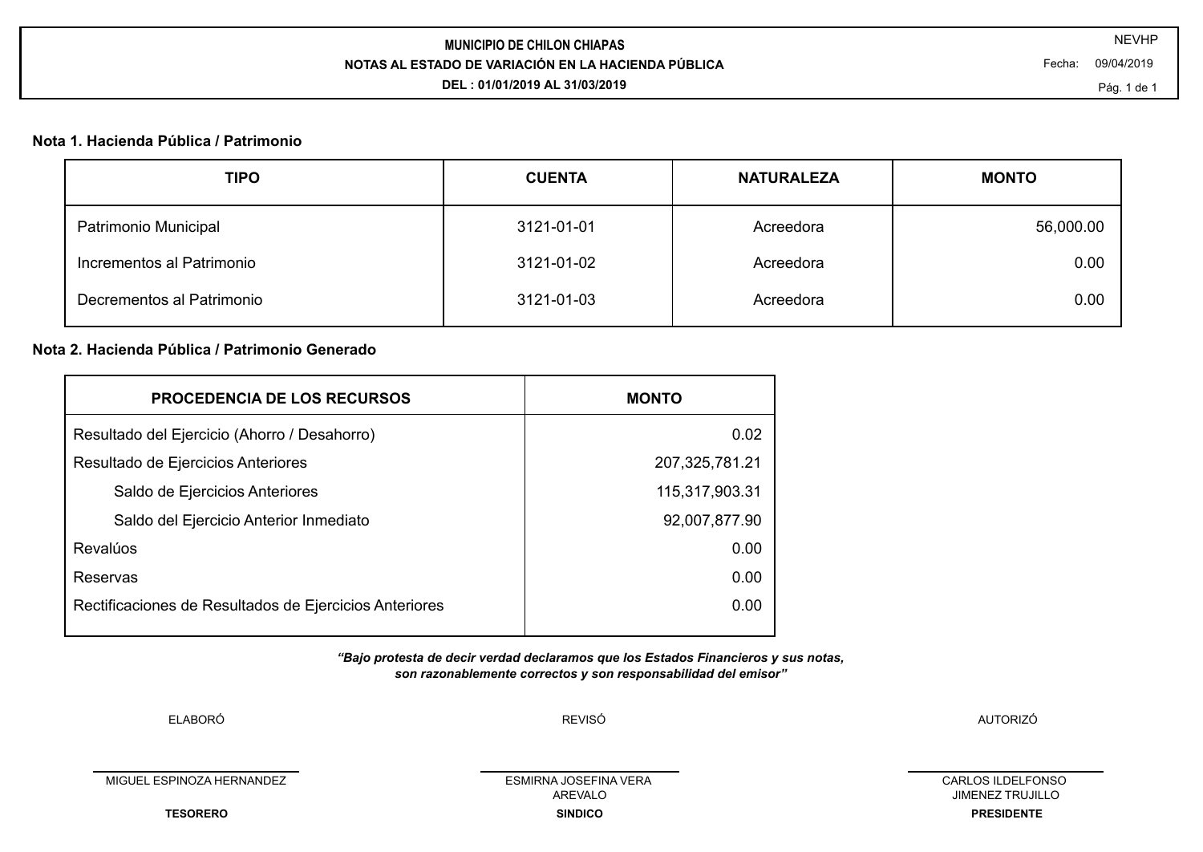# MUNICIPIO DE CHILON CHIAPAS

## NOTAS AL ESTADO DE VARIACIÓN EN LA HACIENDA PÚBLICA

**DEL : 01/01/2019 AL 31/03/2019**

NEVHP

Fecha: 09/04/2019

### Nota 1. Hacienda Pública / Patrimonio

| TIPO | CUENTA | NATURALEZA | MONTO |
|---|---|---|---|
| Patrimonio Municipal | 3121-01-01 | Acreedora | 56,000.00 |
| Incrementos al Patrimonio | 3121-01-02 | Acreedora | 0.00 |
| Decrementos al Patrimonio | 3121-01-03 | Acreedora | 0.00 |

### Nota 2. Hacienda Pública / Patrimonio Generado

| PROCEDENCIA DE LOS RECURSOS | MONTO |
|---|---|
| Resultado del Ejercicio (Ahorro / Desahorro) | 0.02 |
| Resultado de Ejercicios Anteriores | 207,325,781.21 |
| Saldo de Ejercicios Anteriores | 115,317,903.31 |
| Saldo del Ejercicio Anterior Inmediato | 92,007,877.90 |
| Revalúos | 0.00 |
| Reservas | 0.00 |
| Rectificaciones de Resultados de Ejercicios Anteriores | 0.00 |

*"Bajo protesta de decir verdad declaramos que los Estados Financieros y sus notas, son razonablemente correctos y son responsabilidad del emisor"*

| ELABORÓ | REVISÓ | AUTORIZÓ |
|---|---|---|
| MIGUEL ESPINOZA HERNANDEZ | ESMIRNA JOSEFINA VERA AREVALO | CARLOS ILDELFONSO JIMENEZ TRUJILLO |
| **TESORERO** | **SINDICO** | **PRESIDENTE** |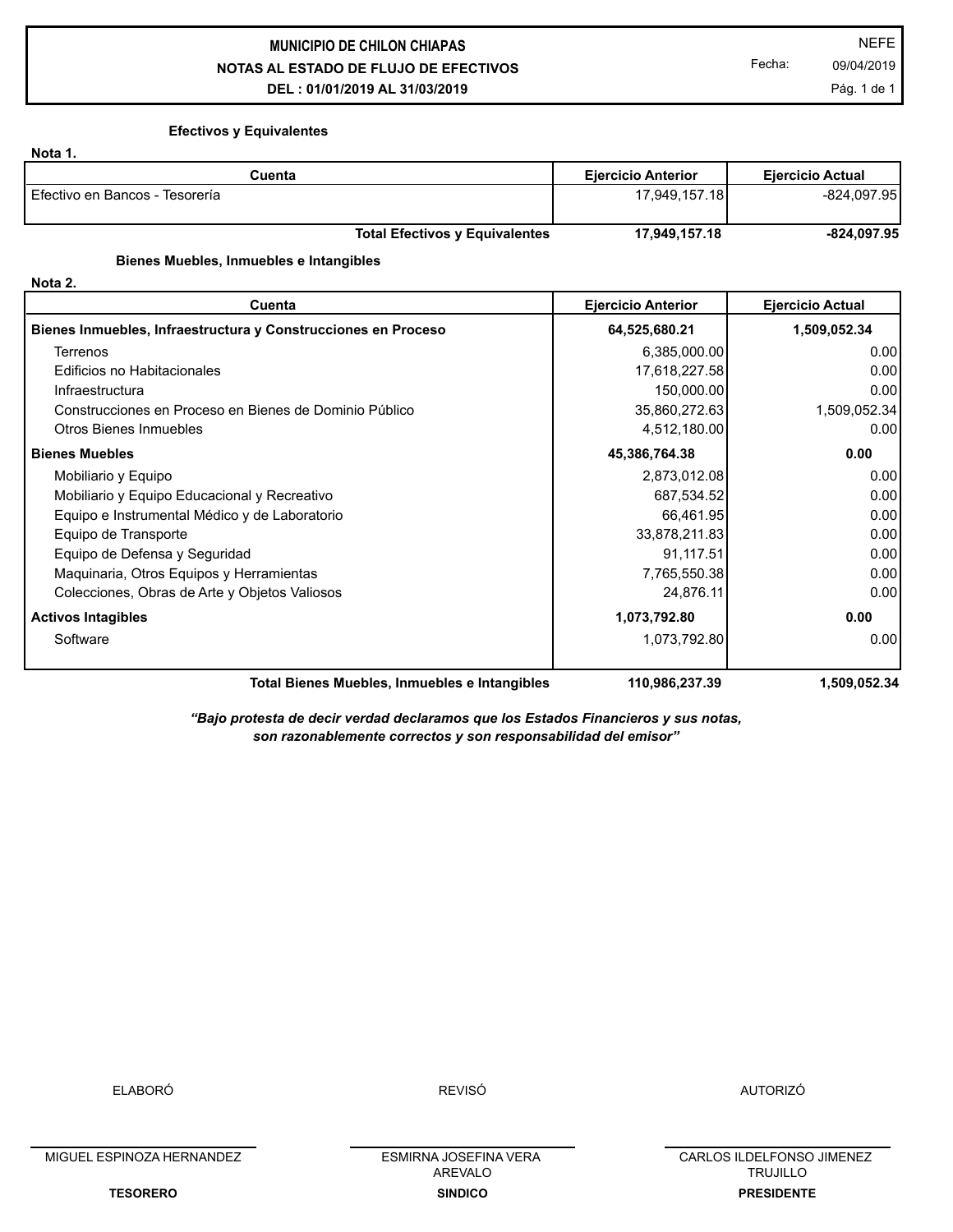# MUNICIPIO DE CHILON CHIAPAS
## NOTAS AL ESTADO DE FLUJO DE EFECTIVOS
### DEL : 01/01/2019 AL 31/03/2019

NEFE

Fecha: 09/04/2019

**Efectivos y Equivalentes**

**Nota 1.**

| Cuenta | Ejercicio Anterior | Ejercicio Actual |
|---|---|---|
| Efectivo en Bancos - Tesorería | 17,949,157.18 | -824,097.95 |
| **Total Efectivos y Equivalentes** | **17,949,157.18** | **-824,097.95** |

**Bienes Muebles, Inmuebles e Intangibles**

**Nota 2.**

| Cuenta | Ejercicio Anterior | Ejercicio Actual |
|---|---|---|
| **Bienes Inmuebles, Infraestructura y Construcciones en Proceso** | **64,525,680.21** | **1,509,052.34** |
| Terrenos | 6,385,000.00 | 0.00 |
| Edificios no Habitacionales | 17,618,227.58 | 0.00 |
| Infraestructura | 150,000.00 | 0.00 |
| Construcciones en Proceso en Bienes de Dominio Público | 35,860,272.63 | 1,509,052.34 |
| Otros Bienes Inmuebles | 4,512,180.00 | 0.00 |
| **Bienes Muebles** | **45,386,764.38** | **0.00** |
| Mobiliario y Equipo | 2,873,012.08 | 0.00 |
| Mobiliario y Equipo Educacional y Recreativo | 687,534.52 | 0.00 |
| Equipo e Instrumental Médico y de Laboratorio | 66,461.95 | 0.00 |
| Equipo de Transporte | 33,878,211.83 | 0.00 |
| Equipo de Defensa y Seguridad | 91,117.51 | 0.00 |
| Maquinaria, Otros Equipos y Herramientas | 7,765,550.38 | 0.00 |
| Colecciones, Obras de Arte y Objetos Valiosos | 24,876.11 | 0.00 |
| **Activos Intagibles** | **1,073,792.80** | **0.00** |
| Software | 1,073,792.80 | 0.00 |
| **Total Bienes Muebles, Inmuebles e Intangibles** | **110,986,237.39** | **1,509,052.34** |

***"Bajo protesta de decir verdad declaramos que los Estados Financieros y sus notas, son razonablemente correctos y son responsabilidad del emisor"***

| ELABORÓ | REVISÓ | AUTORIZÓ |
|---|---|---|
| MIGUEL ESPINOZA HERNANDEZ | ESMIRNA JOSEFINA VERA AREVALO | CARLOS ILDELFONSO JIMENEZ TRUJILLO |
| **TESORERO** | **SINDICO** | **PRESIDENTE** |